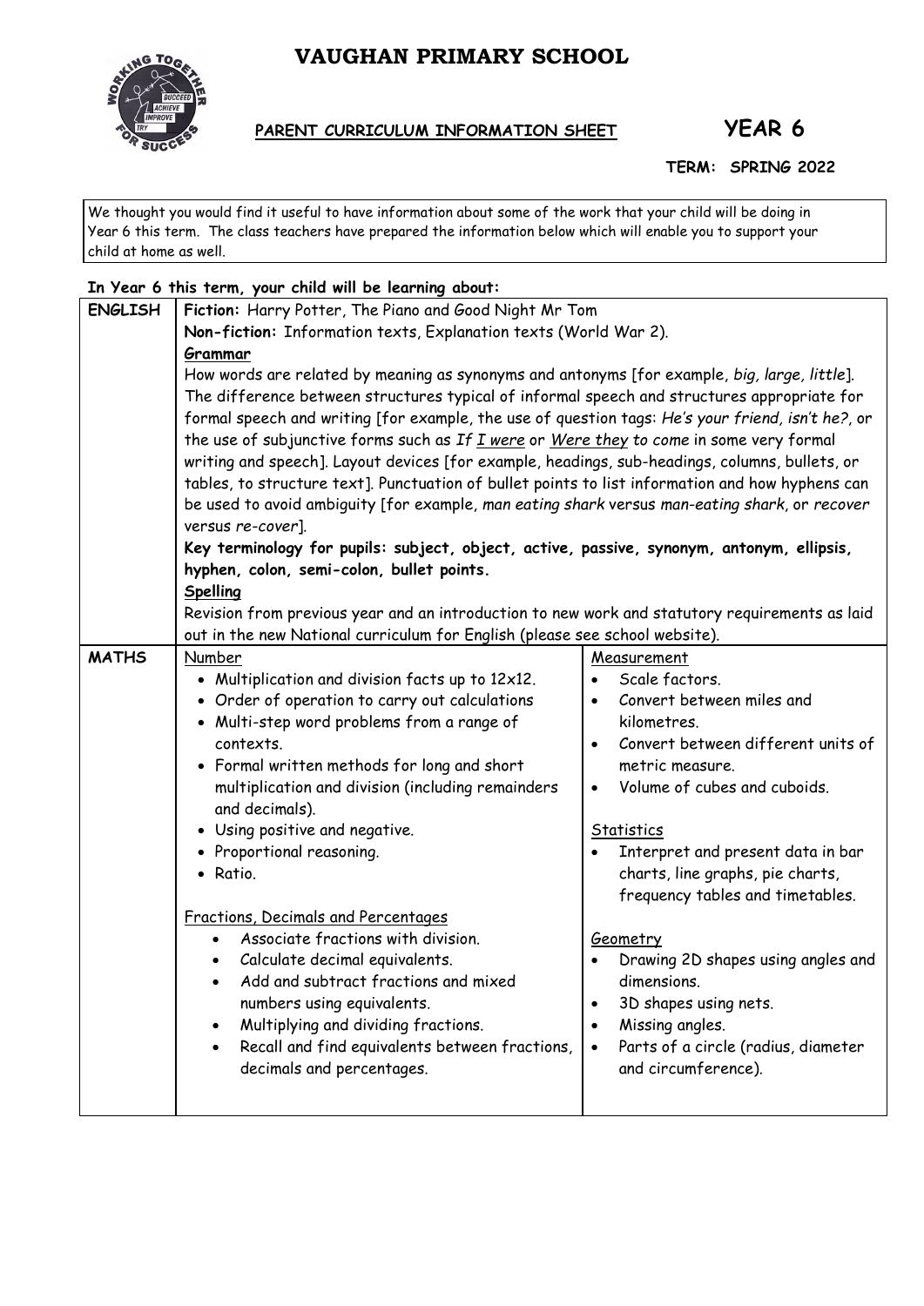# VAUGHAN PRIMARY SCHOOL

**PARENT CURRICULUM INFORMATION SHEET** **YEAR 6**

**TERM: SPRING 2022**

We thought you would find it useful to have information about some of the work that your child will be doing in Year 6 this term. The class teachers have prepared the information below which will enable you to support your child at home as well.

**In Year 6 this term, your child will be learning about:**

| | | |
|---|---|---|
| **ENGLISH** | **Fiction:** Harry Potter, The Piano and Good Night Mr Tom<br>**Non-fiction:** Information texts, Explanation texts (World War 2).<br>**Grammar**<br>How words are related by meaning as synonyms and antonyms [for example, *big, large, little*]. The difference between structures typical of informal speech and structures appropriate for formal speech and writing [for example, the use of question tags: *He's your friend, isn't he?*, or the use of subjunctive forms such as *If I were* or *Were they to come* in some very formal writing and speech]. Layout devices [for example, headings, sub-headings, columns, bullets, or tables, to structure text]. Punctuation of bullet points to list information and how hyphens can be used to avoid ambiguity [for example, *man eating shark* versus *man-eating shark*, or *recover* versus *re-cover*].<br>**Key terminology for pupils: subject, object, active, passive, synonym, antonym, ellipsis, hyphen, colon, semi-colon, bullet points.**<br>**Spelling**<br>Revision from previous year and an introduction to new work and statutory requirements as laid out in the new National curriculum for English (please see school website). | |
| **MATHS** | Number<br>• Multiplication and division facts up to 12x12.<br>• Order of operation to carry out calculations<br>• Multi-step word problems from a range of contexts.<br>• Formal written methods for long and short multiplication and division (including remainders and decimals).<br>• Using positive and negative.<br>• Proportional reasoning.<br>• Ratio.<br><br>Fractions, Decimals and Percentages<br>• Associate fractions with division.<br>• Calculate decimal equivalents.<br>• Add and subtract fractions and mixed numbers using equivalents.<br>• Multiplying and dividing fractions.<br>• Recall and find equivalents between fractions, decimals and percentages. | Measurement<br>• Scale factors.<br>• Convert between miles and kilometres.<br>• Convert between different units of metric measure.<br>• Volume of cubes and cuboids.<br><br>Statistics<br>• Interpret and present data in bar charts, line graphs, pie charts, frequency tables and timetables.<br><br>Geometry<br>• Drawing 2D shapes using angles and dimensions.<br>• 3D shapes using nets.<br>• Missing angles.<br>• Parts of a circle (radius, diameter and circumference). |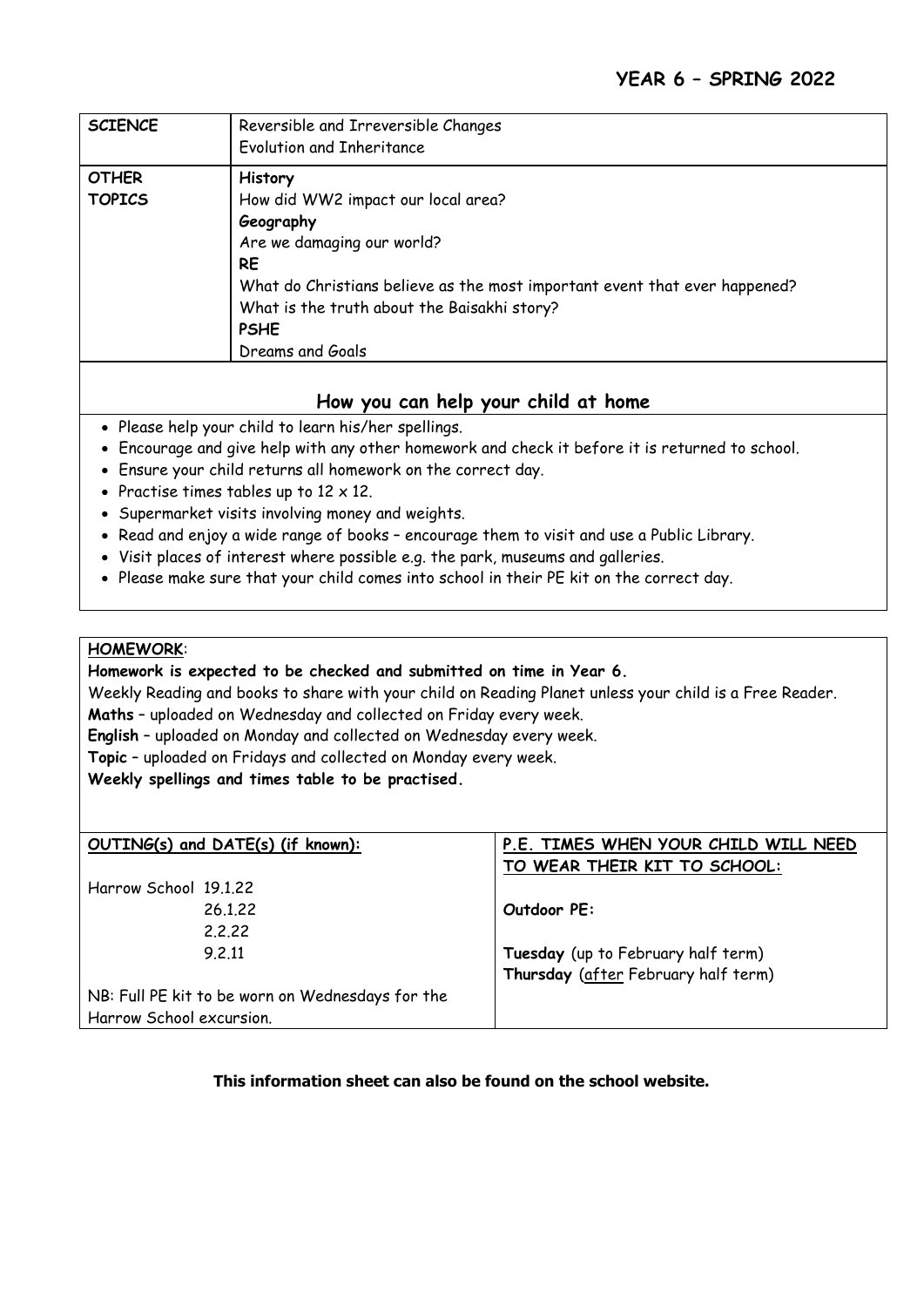## YEAR 6 – SPRING 2022

| | |
|---|---|
| **SCIENCE** | Reversible and Irreversible Changes<br>Evolution and Inheritance |
| **OTHER TOPICS** | **History**<br>How did WW2 impact our local area?<br>**Geography**<br>Are we damaging our world?<br>**RE**<br>What do Christians believe as the most important event that ever happened?<br>What is the truth about the Baisakhi story?<br>**PSHE**<br>Dreams and Goals |

### How you can help your child at home

- Please help your child to learn his/her spellings.
- Encourage and give help with any other homework and check it before it is returned to school.
- Ensure your child returns all homework on the correct day.
- Practise times tables up to 12 x 12.
- Supermarket visits involving money and weights.
- Read and enjoy a wide range of books – encourage them to visit and use a Public Library.
- Visit places of interest where possible e.g. the park, museums and galleries.
- Please make sure that your child comes into school in their PE kit on the correct day.

**HOMEWORK**:

**Homework is expected to be checked and submitted on time in Year 6.**

Weekly Reading and books to share with your child on Reading Planet unless your child is a Free Reader.

**Maths** – uploaded on Wednesday and collected on Friday every week.

**English** – uploaded on Monday and collected on Wednesday every week.

**Topic** – uploaded on Fridays and collected on Monday every week.

**Weekly spellings and times table to be practised.**

| **OUTING(s) and DATE(s) (if known):** | **P.E. TIMES WHEN YOUR CHILD WILL NEED TO WEAR THEIR KIT TO SCHOOL:** |
|---|---|
| Harrow School 19.1.22<br>26.1.22<br>2.2.22<br>9.2.11<br><br>NB: Full PE kit to be worn on Wednesdays for the Harrow School excursion. | **Outdoor PE:**<br><br>**Tuesday** (up to February half term)<br>**Thursday** (after February half term) |

**This information sheet can also be found on the school website.**